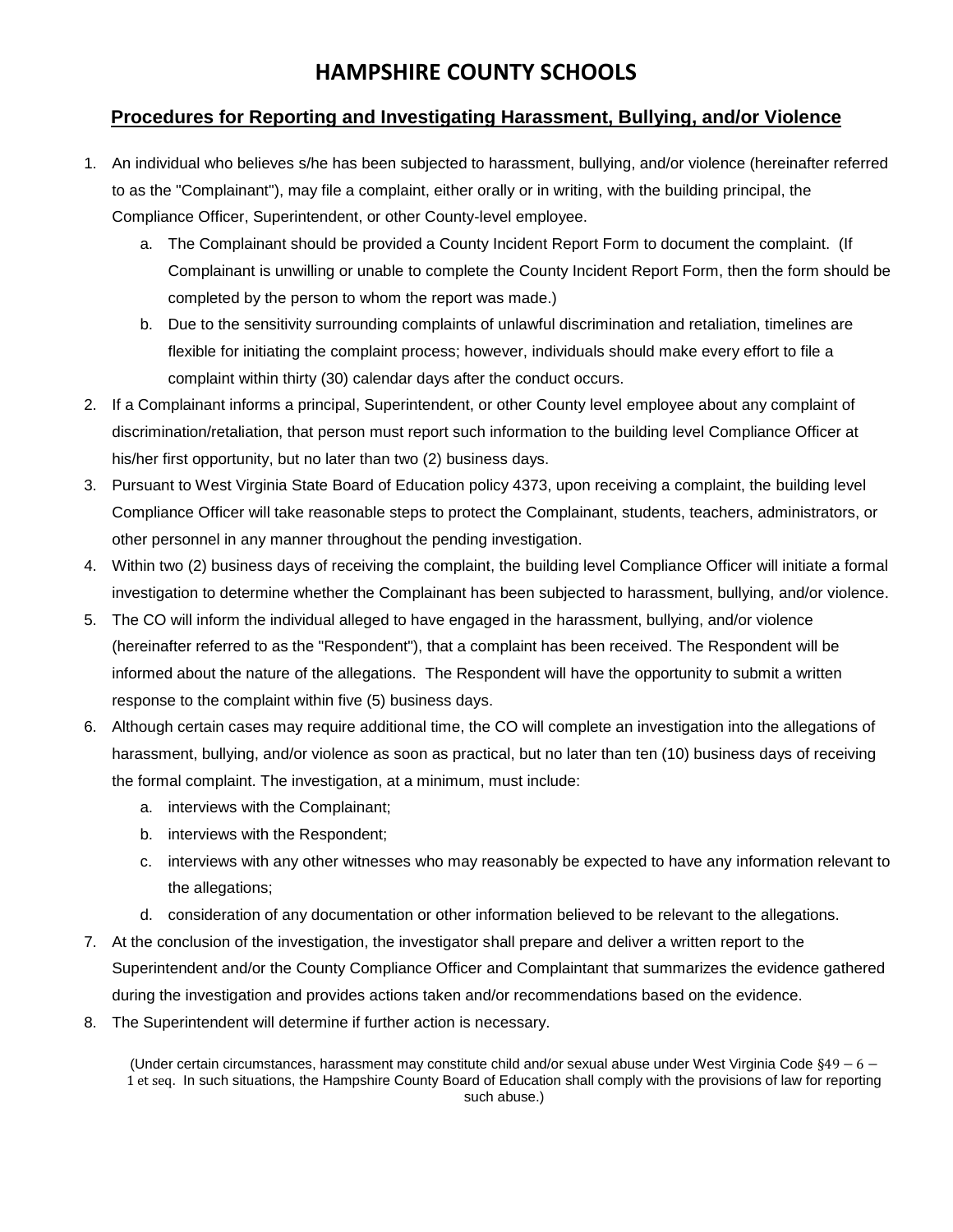# HAMPSHIRE COUNTY SCHOOLS

## Procedures for Reporting and Investigating Harassment, Bullying, and/or Violence

1. An individual who believes s/he has been subjected to harassment, bullying, and/or violence (hereinafter referred to as the "Complainant"), may file a complaint, either orally or in writing, with the building principal, the Compliance Officer, Superintendent, or other County-level employee.
   a. The Complainant should be provided a County Incident Report Form to document the complaint. (If Complainant is unwilling or unable to complete the County Incident Report Form, then the form should be completed by the person to whom the report was made.)
   b. Due to the sensitivity surrounding complaints of unlawful discrimination and retaliation, timelines are flexible for initiating the complaint process; however, individuals should make every effort to file a complaint within thirty (30) calendar days after the conduct occurs.
2. If a Complainant informs a principal, Superintendent, or other County level employee about any complaint of discrimination/retaliation, that person must report such information to the building level Compliance Officer at his/her first opportunity, but no later than two (2) business days.
3. Pursuant to West Virginia State Board of Education policy 4373, upon receiving a complaint, the building level Compliance Officer will take reasonable steps to protect the Complainant, students, teachers, administrators, or other personnel in any manner throughout the pending investigation.
4. Within two (2) business days of receiving the complaint, the building level Compliance Officer will initiate a formal investigation to determine whether the Complainant has been subjected to harassment, bullying, and/or violence.
5. The CO will inform the individual alleged to have engaged in the harassment, bullying, and/or violence (hereinafter referred to as the "Respondent"), that a complaint has been received. The Respondent will be informed about the nature of the allegations. The Respondent will have the opportunity to submit a written response to the complaint within five (5) business days.
6. Although certain cases may require additional time, the CO will complete an investigation into the allegations of harassment, bullying, and/or violence as soon as practical, but no later than ten (10) business days of receiving the formal complaint. The investigation, at a minimum, must include:
   a. interviews with the Complainant;
   b. interviews with the Respondent;
   c. interviews with any other witnesses who may reasonably be expected to have any information relevant to the allegations;
   d. consideration of any documentation or other information believed to be relevant to the allegations.
7. At the conclusion of the investigation, the investigator shall prepare and deliver a written report to the Superintendent and/or the County Compliance Officer and Complaintant that summarizes the evidence gathered during the investigation and provides actions taken and/or recommendations based on the evidence.
8. The Superintendent will determine if further action is necessary.

(Under certain circumstances, harassment may constitute child and/or sexual abuse under West Virginia Code §49 – 6 – 1 et seq. In such situations, the Hampshire County Board of Education shall comply with the provisions of law for reporting such abuse.)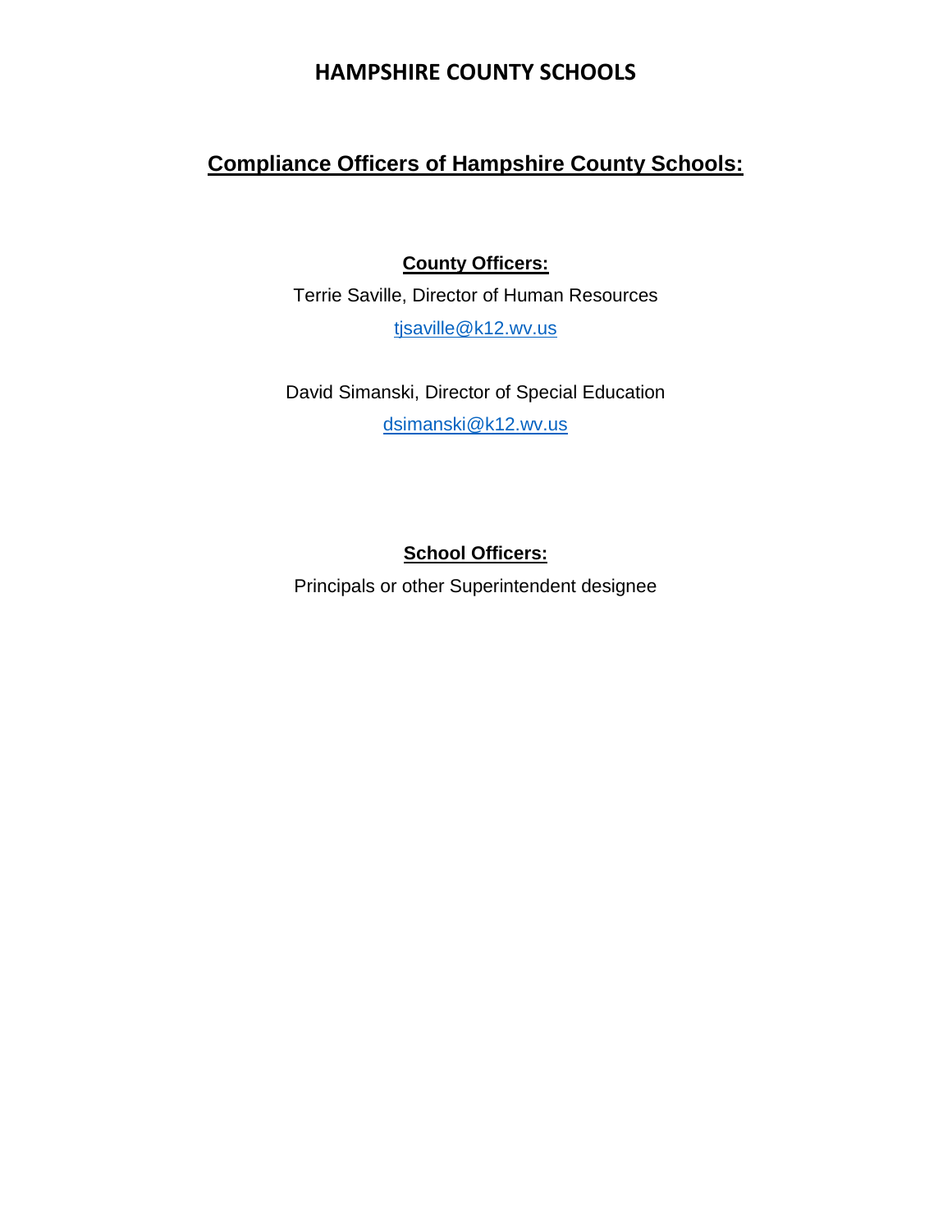# HAMPSHIRE COUNTY SCHOOLS

## Compliance Officers of Hampshire County Schools:

### County Officers:

Terrie Saville, Director of Human Resources

tjsaville@k12.wv.us

David Simanski, Director of Special Education

dsimanski@k12.wv.us

### School Officers:

Principals or other Superintendent designee